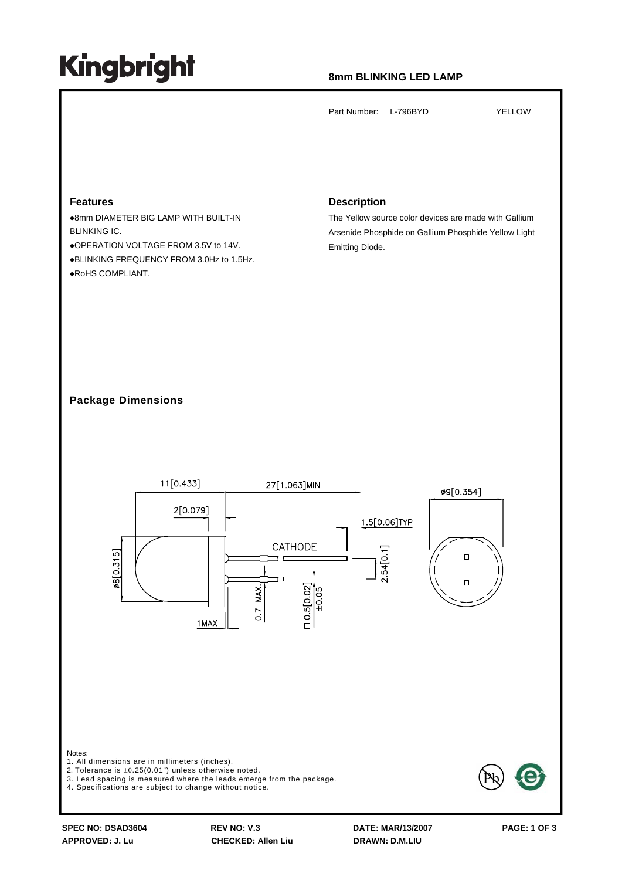# Kingbright

**8mm BLINKING LED LAMP**

Part Number: L-796BYD YELLOW

## Features

- 8mm DIAMETER BIG LAMP WITH BUILT-IN BLINKING IC.
- OPERATION VOLTAGE FROM 3.5V to 14V.
- BLINKING FREQUENCY FROM 3.0Hz to 1.5Hz.
- RoHS COMPLIANT.

## Description

The Yellow source color devices are made with Gallium Arsenide Phosphide on Gallium Phosphide Yellow Light Emitting Diode.

## Package Dimensions

Notes:
1. All dimensions are in millimeters (inches).
2. Tolerance is ±0.25(0.01") unless otherwise noted.
3. Lead spacing is measured where the leads emerge from the package.
4. Specifications are subject to change without notice.

SPEC NO: DSAD3604 REV NO: V.3 DATE: MAR/13/2007
APPROVED: J. Lu CHECKED: Allen Liu DRAWN: D.M.LIU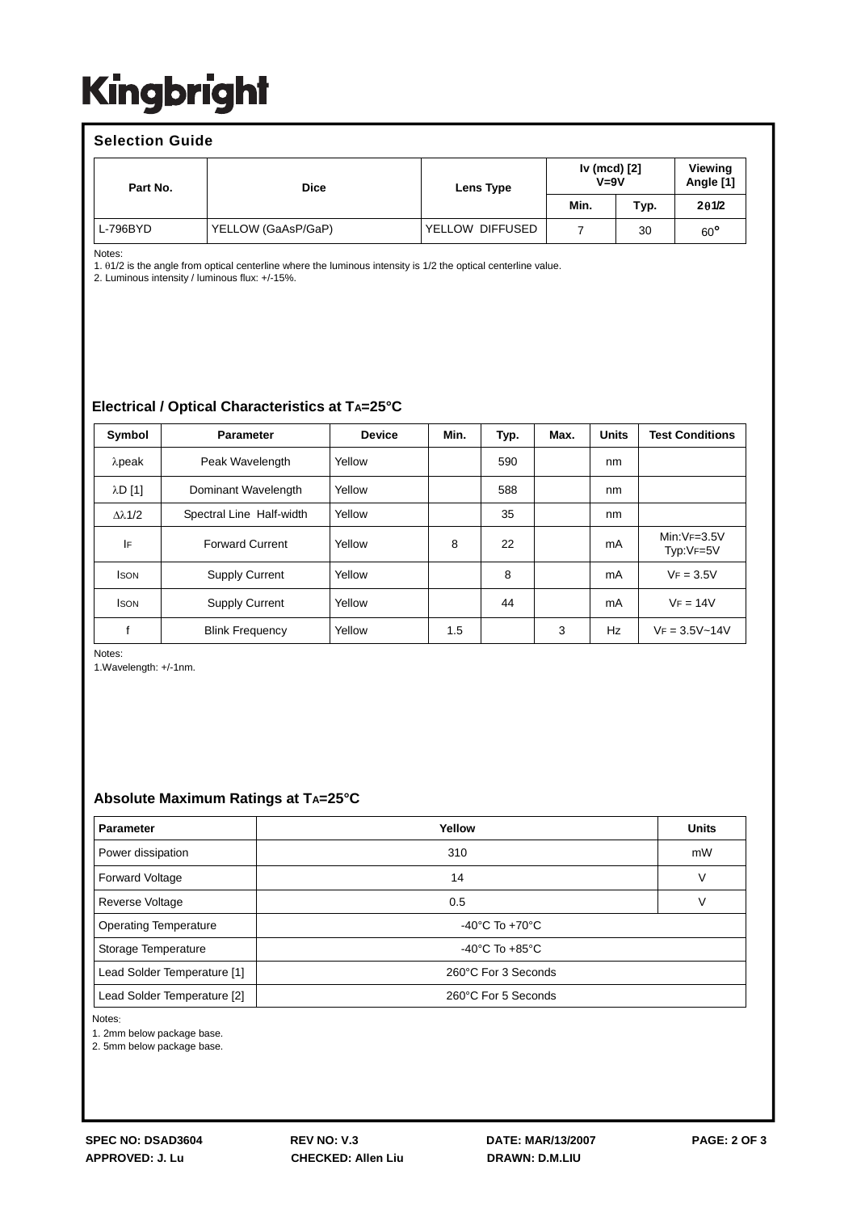Kingbright

## Selection Guide

| Part No. | Dice | Lens Type | Iv (mcd) [2] V=9V | | Viewing Angle [1] |
|---|---|---|---|---|---|
| | | | Min. | Typ. | 2θ1/2 |
| L-796BYD | YELLOW (GaAsP/GaP) | YELLOW DIFFUSED | 7 | 30 | 60° |

Notes:
1. θ1/2 is the angle from optical centerline where the luminous intensity is 1/2 the optical centerline value.
2. Luminous intensity / luminous flux: +/-15%.

## Electrical / Optical Characteristics at TA=25°C

| Symbol | Parameter | Device | Min. | Typ. | Max. | Units | Test Conditions |
|---|---|---|---|---|---|---|---|
| λpeak | Peak Wavelength | Yellow | | 590 | | nm | |
| λD [1] | Dominant Wavelength | Yellow | | 588 | | nm | |
| Δλ1/2 | Spectral Line Half-width | Yellow | | 35 | | nm | |
| IF | Forward Current | Yellow | 8 | 22 | | mA | Min:VF=3.5V Typ:VF=5V |
| ISON | Supply Current | Yellow | | 8 | | mA | VF = 3.5V |
| ISON | Supply Current | Yellow | | 44 | | mA | VF = 14V |
| f | Blink Frequency | Yellow | 1.5 | | 3 | Hz | VF = 3.5V~14V |

Notes:
1.Wavelength: +/-1nm.

## Absolute Maximum Ratings at TA=25°C

| Parameter | Yellow | Units |
|---|---|---|
| Power dissipation | 310 | mW |
| Forward Voltage | 14 | V |
| Reverse Voltage | 0.5 | V |
| Operating Temperature | -40°C To +70°C | |
| Storage Temperature | -40°C To +85°C | |
| Lead Solder Temperature [1] | 260°C For 3 Seconds | |
| Lead Solder Temperature [2] | 260°C For 5 Seconds | |

Notes:
1. 2mm below package base.
2. 5mm below package base.

SPEC NO: DSAD3604 REV NO: V.3 DATE: MAR/13/2007
APPROVED: J. Lu CHECKED: Allen Liu DRAWN: D.M.LIU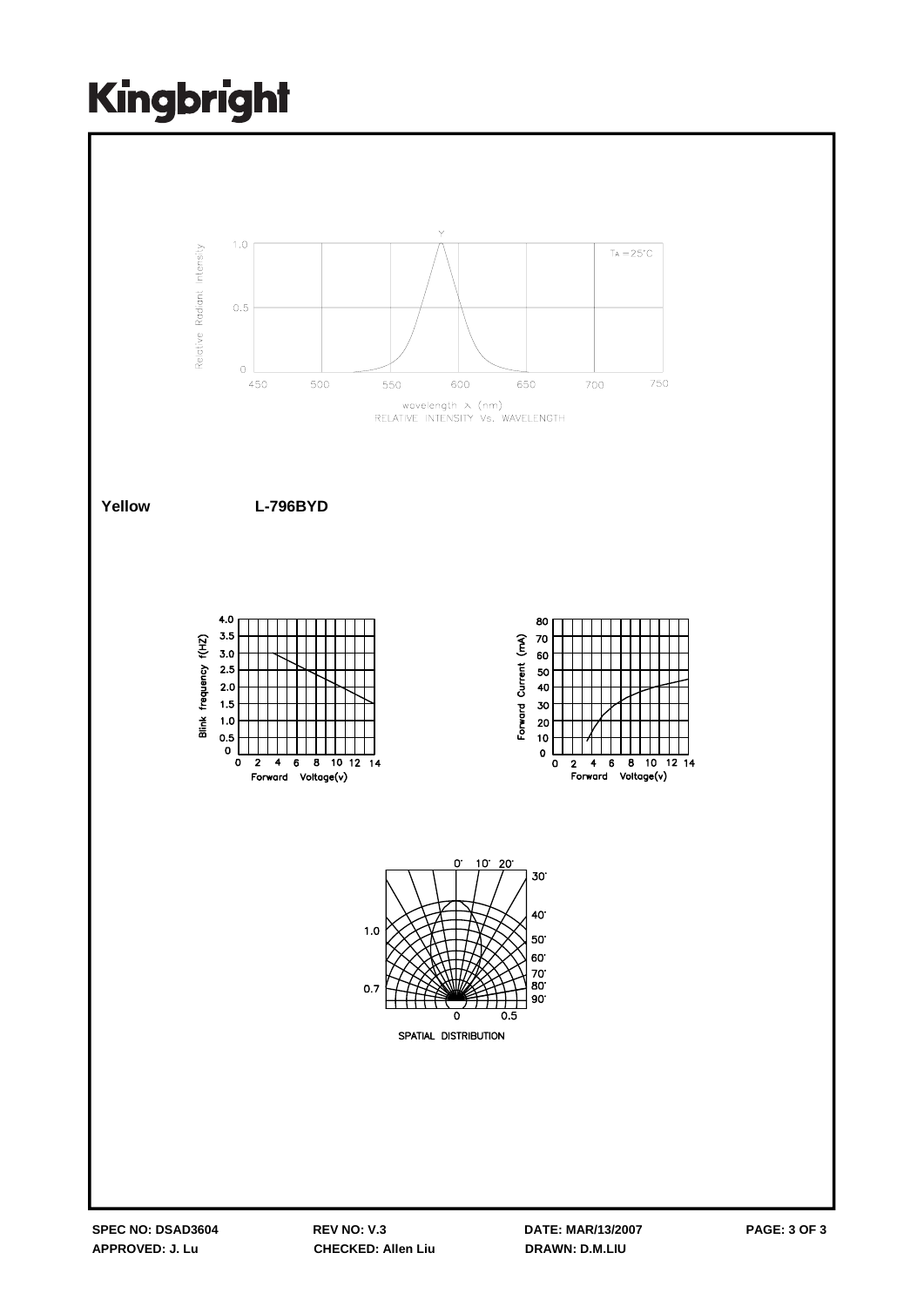1.0

0.5

0

Relative Radiant Intensity

Y

TA =25°C

450 500 550 600 650 700 750

wavelength λ (nm)

RELATIVE INTENSITY Vs. WAVELENGTH

**Yellow** **L-796BYD**

Blink frequency f(HZ)

4.0 3.5 3.0 2.5 2.0 1.5 1.0 0.5 0

0 2 4 6 8 10 12 14

Forward Voltage(v)

Forward Current (mA)

80 70 60 50 40 30 20 10 0

0 2 4 6 8 10 12 14

Forward Voltage(v)

0° 10° 20° 30° 40° 50° 60° 70° 80° 90°

1.0

0.7

0 0.5

SPATIAL DISTRIBUTION

SPEC NO: DSAD3604 REV NO: V.3 DATE: MAR/13/2007

APPROVED: J. Lu CHECKED: Allen Liu DRAWN: D.M.LIU